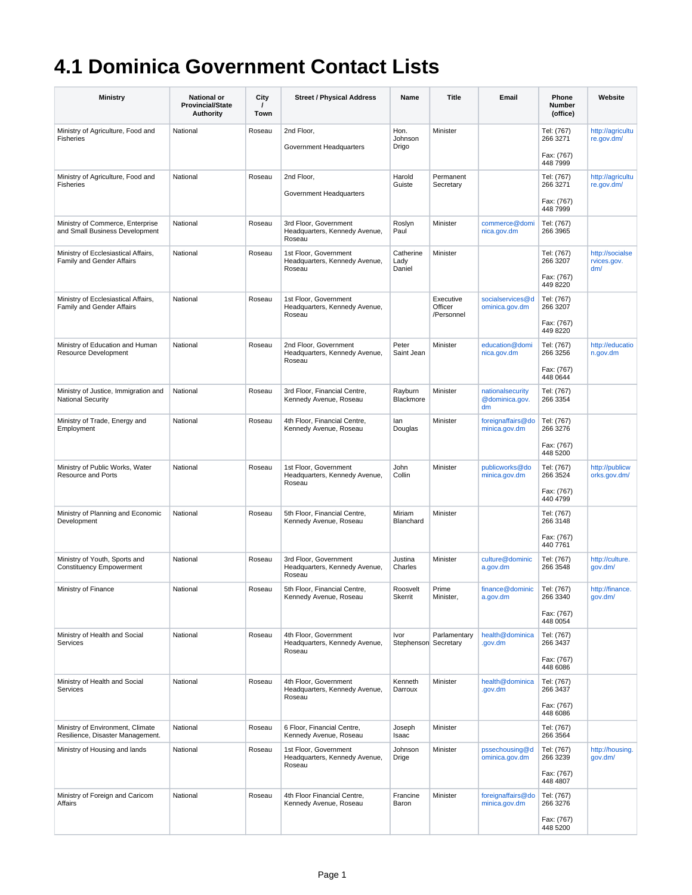# 4.1 Dominica Government Contact Lists

| Ministry | National or Provincial/State Authority | City / Town | Street / Physical Address | Name | Title | Email | Phone Number (office) | Website |
|---|---|---|---|---|---|---|---|---|
| Ministry of Agriculture, Food and Fisheries | National | Roseau | 2nd Floor, Government Headquarters | Hon. Johnson Drigo | Minister | | Tel: (767) 266 3271 Fax: (767) 448 7999 | http://agriculture.gov.dm/ |
| Ministry of Agriculture, Food and Fisheries | National | Roseau | 2nd Floor, Government Headquarters | Harold Guiste | Permanent Secretary | | Tel: (767) 266 3271 Fax: (767) 448 7999 | http://agriculture.gov.dm/ |
| Ministry of Commerce, Enterprise and Small Business Development | National | Roseau | 3rd Floor, Government Headquarters, Kennedy Avenue, Roseau | Roslyn Paul | Minister | commerce@dominica.gov.dm | Tel: (767) 266 3965 | |
| Ministry of Ecclesiastical Affairs, Family and Gender Affairs | National | Roseau | 1st Floor, Government Headquarters, Kennedy Avenue, Roseau | Catherine Lady Daniel | Minister | | Tel: (767) 266 3207 Fax: (767) 449 8220 | http://socialservices.gov.dm/ |
| Ministry of Ecclesiastical Affairs, Family and Gender Affairs | National | Roseau | 1st Floor, Government Headquarters, Kennedy Avenue, Roseau | | Executive Officer /Personnel | socialservices@dominica.gov.dm | Tel: (767) 266 3207 Fax: (767) 449 8220 | |
| Ministry of Education and Human Resource Development | National | Roseau | 2nd Floor, Government Headquarters, Kennedy Avenue, Roseau | Peter Saint Jean | Minister | education@dominica.gov.dm | Tel: (767) 266 3256 Fax: (767) 448 0644 | http://education.gov.dm |
| Ministry of Justice, Immigration and National Security | National | Roseau | 3rd Floor, Financial Centre, Kennedy Avenue, Roseau | Rayburn Blackmore | Minister | nationalsecurity@dominica.gov.dm | Tel: (767) 266 3354 | |
| Ministry of Trade, Energy and Employment | National | Roseau | 4th Floor, Financial Centre, Kennedy Avenue, Roseau | Ian Douglas | Minister | foreignaffairs@dominica.gov.dm | Tel: (767) 266 3276 Fax: (767) 448 5200 | |
| Ministry of Public Works, Water Resource and Ports | National | Roseau | 1st Floor, Government Headquarters, Kennedy Avenue, Roseau | John Collin | Minister | publicworks@dominica.gov.dm | Tel: (767) 266 3524 Fax: (767) 440 4799 | http://publicworks.gov.dm/ |
| Ministry of Planning and Economic Development | National | Roseau | 5th Floor, Financial Centre, Kennedy Avenue, Roseau | Miriam Blanchard | Minister | | Tel: (767) 266 3148 Fax: (767) 440 7761 | |
| Ministry of Youth, Sports and Constituency Empowerment | National | Roseau | 3rd Floor, Government Headquarters, Kennedy Avenue, Roseau | Justina Charles | Minister | culture@dominica.gov.dm | Tel: (767) 266 3548 | http://culture.gov.dm/ |
| Ministry of Finance | National | Roseau | 5th Floor, Financial Centre, Kennedy Avenue, Roseau | Roosvelt Skerrit | Prime Minister, | finance@dominica.gov.dm | Tel: (767) 266 3340 Fax: (767) 448 0054 | http://finance.gov.dm/ |
| Ministry of Health and Social Services | National | Roseau | 4th Floor, Government Headquarters, Kennedy Avenue, Roseau | Ivor Stephenson | Parlamentary Secretary | health@dominica.gov.dm | Tel: (767) 266 3437 Fax: (767) 448 6086 | |
| Ministry of Health and Social Services | National | Roseau | 4th Floor, Government Headquarters, Kennedy Avenue, Roseau | Kenneth Darroux | Minister | health@dominica.gov.dm | Tel: (767) 266 3437 Fax: (767) 448 6086 | |
| Ministry of Environment, Climate Resilience, Disaster Management. | National | Roseau | 6 Floor, Financial Centre, Kennedy Avenue, Roseau | Joseph Isaac | Minister | | Tel: (767) 266 3564 | |
| Ministry of Housing and lands | National | Roseau | 1st Floor, Government Headquarters, Kennedy Avenue, Roseau | Johnson Drige | Minister | pssechousing@dominica.gov.dm | Tel: (767) 266 3239 Fax: (767) 448 4807 | http://housing.gov.dm/ |
| Ministry of Foreign and Caricom Affairs | National | Roseau | 4th Floor Financial Centre, Kennedy Avenue, Roseau | Francine Baron | Minister | foreignaffairs@dominica.gov.dm | Tel: (767) 266 3276 Fax: (767) 448 5200 | |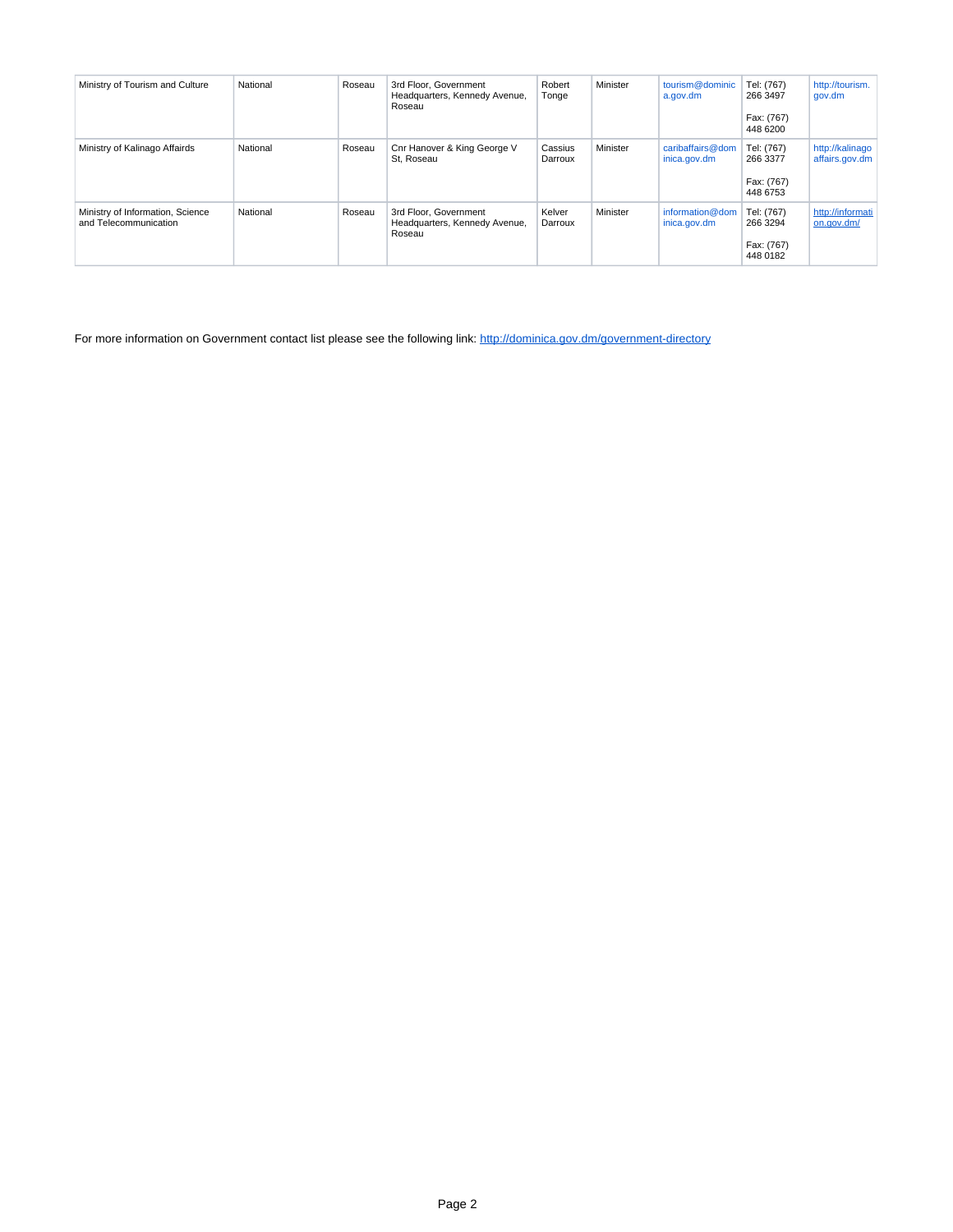| | | | | | | | | |
|---|---|---|---|---|---|---|---|---|
| Ministry of Tourism and Culture | National | Roseau | 3rd Floor, Government Headquarters, Kennedy Avenue, Roseau | Robert Tonge | Minister | tourism@dominica.gov.dm | Tel: (767) 266 3497<br><br>Fax: (767) 448 6200 | http://tourism.gov.dm |
| Ministry of Kalinago Affairds | National | Roseau | Cnr Hanover & King George V St, Roseau | Cassius Darroux | Minister | caribaffairs@dominica.gov.dm | Tel: (767) 266 3377<br><br>Fax: (767) 448 6753 | http://kalinagoaffairs.gov.dm |
| Ministry of Information, Science and Telecommunication | National | Roseau | 3rd Floor, Government Headquarters, Kennedy Avenue, Roseau | Kelver Darroux | Minister | information@dominica.gov.dm | Tel: (767) 266 3294<br><br>Fax: (767) 448 0182 | http://information.gov.dm/ |

For more information on Government contact list please see the following link: http://dominica.gov.dm/government-directory